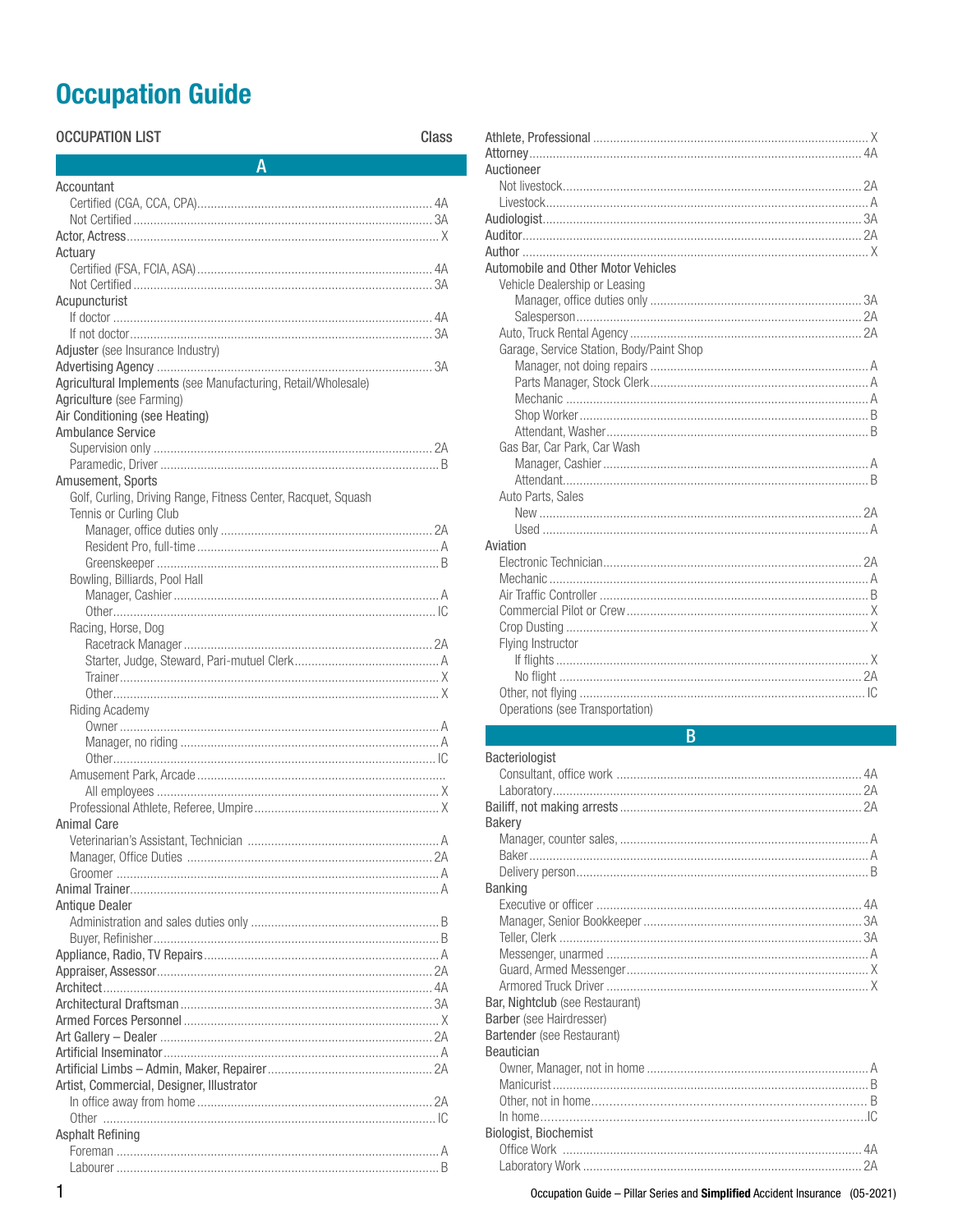# Occupation Guide

| OCCUPATION LIST | Class |
|---|---|
| **A** | |
| Accountant | |
| Certified (CGA, CCA, CPA) | 4A |
| Not Certified | 3A |
| Actor, Actress | X |
| Actuary | |
| Certified (FSA, FCIA, ASA) | 4A |
| Not Certified | 3A |
| Acupuncturist | |
| If doctor | 4A |
| If not doctor | 3A |
| Adjuster (see Insurance Industry) | |
| Advertising Agency | 3A |
| Agricultural Implements (see Manufacturing, Retail/Wholesale) | |
| Agriculture (see Farming) | |
| Air Conditioning (see Heating) | |
| Ambulance Service | |
| Supervision only | 2A |
| Paramedic, Driver | B |
| Amusement, Sports | |
| Golf, Curling, Driving Range, Fitness Center, Racquet, Squash Tennis or Curling Club | |
| Manager, office duties only | 2A |
| Resident Pro, full-time | A |
| Greenskeeper | B |
| Bowling, Billiards, Pool Hall | |
| Manager, Cashier | A |
| Other | IC |
| Racing, Horse, Dog | |
| Racetrack Manager | 2A |
| Starter, Judge, Steward, Pari-mutuel Clerk | A |
| Trainer | X |
| Other | X |
| Riding Academy | |
| Owner | A |
| Manager, no riding | A |
| Other | IC |
| Amusement Park, Arcade | |
| All employees | X |
| Professional Athlete, Referee, Umpire | X |
| Animal Care | |
| Veterinarian's Assistant, Technician | A |
| Manager, Office Duties | 2A |
| Groomer | A |
| Animal Trainer | A |
| Antique Dealer | |
| Administration and sales duties only | B |
| Buyer, Refinisher | B |
| Appliance, Radio, TV Repairs | A |
| Appraiser, Assessor | 2A |
| Architect | 4A |
| Architectural Draftsman | 3A |
| Armed Forces Personnel | X |
| Art Gallery – Dealer | 2A |
| Artificial Inseminator | A |
| Artificial Limbs – Admin, Maker, Repairer | 2A |
| Artist, Commercial, Designer, Illustrator | |
| In office away from home | 2A |
| Other | IC |
| Asphalt Refining | |
| Foreman | A |
| Labourer | B |
| Athlete, Professional | X |
| Attorney | 4A |
| Auctioneer | |
| Not livestock | 2A |
| Livestock | A |
| Audiologist | 3A |
| Auditor | 2A |
| Author | X |
| Automobile and Other Motor Vehicles | |
| Vehicle Dealership or Leasing | |
| Manager, office duties only | 3A |
| Salesperson | 2A |
| Auto, Truck Rental Agency | 2A |
| Garage, Service Station, Body/Paint Shop | |
| Manager, not doing repairs | A |
| Parts Manager, Stock Clerk | A |
| Mechanic | A |
| Shop Worker | B |
| Attendant, Washer | B |
| Gas Bar, Car Park, Car Wash | |
| Manager, Cashier | A |
| Attendant | B |
| Auto Parts, Sales | |
| New | 2A |
| Used | A |
| Aviation | |
| Electronic Technician | 2A |
| Mechanic | A |
| Air Traffic Controller | B |
| Commercial Pilot or Crew | X |
| Crop Dusting | X |
| Flying Instructor | |
| If flights | X |
| No flight | 2A |
| Other, not flying | IC |
| Operations (see Transportation) | |
| **B** | |
| Bacteriologist | |
| Consultant, office work | 4A |
| Laboratory | 2A |
| Bailiff, not making arrests | 2A |
| Bakery | |
| Manager, counter sales, | A |
| Baker | A |
| Delivery person | B |
| Banking | |
| Executive or officer | 4A |
| Manager, Senior Bookkeeper | 3A |
| Teller, Clerk | 3A |
| Messenger, unarmed | A |
| Guard, Armed Messenger | X |
| Armored Truck Driver | X |
| Bar, Nightclub (see Restaurant) | |
| Barber (see Hairdresser) | |
| Bartender (see Restaurant) | |
| Beautician | |
| Owner, Manager, not in home | A |
| Manicurist | B |
| Other, not in home | B |
| In home | IC |
| Biologist, Biochemist | |
| Office Work | 4A |
| Laboratory Work | 2A |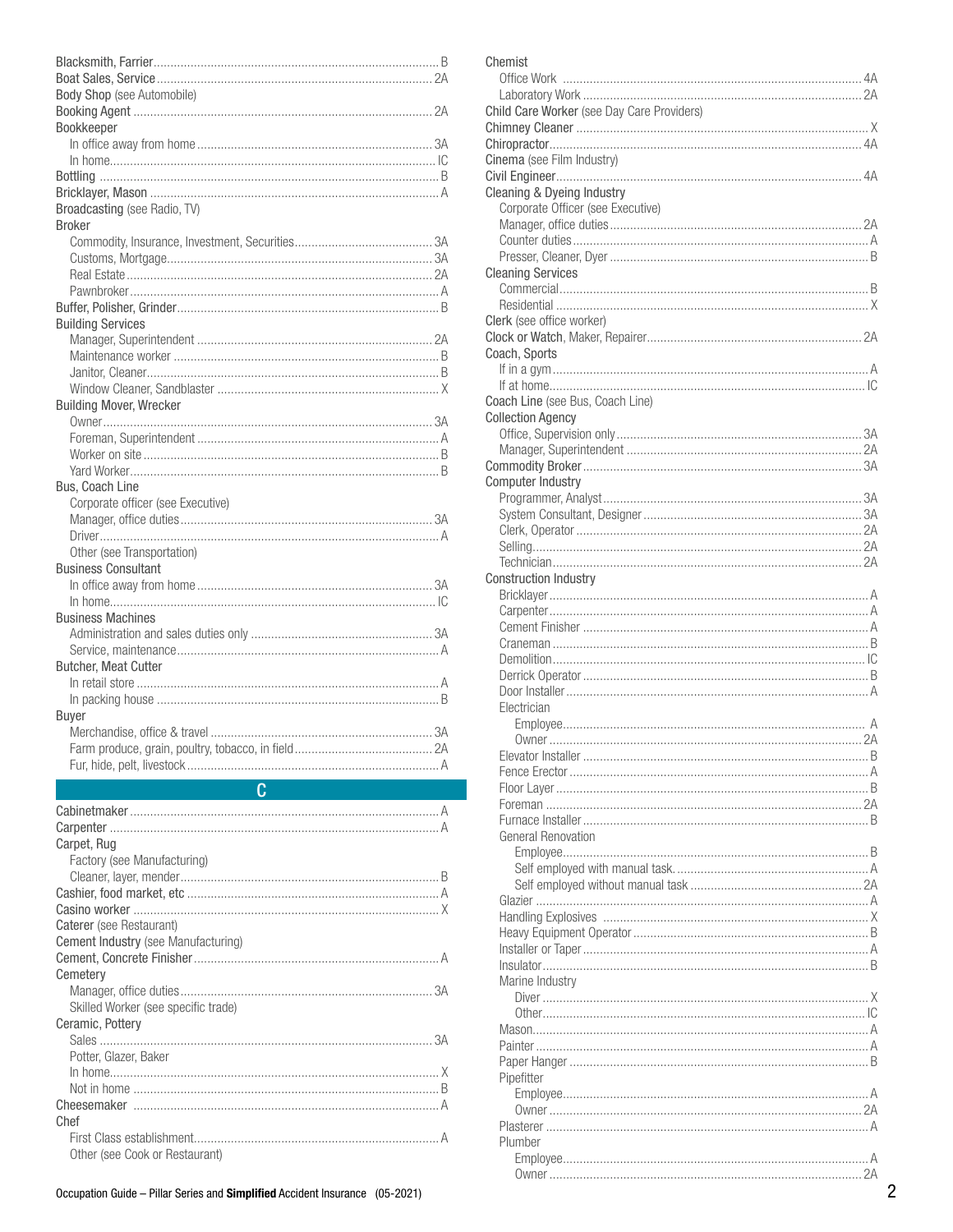Blacksmith, Farrier .......... B
Boat Sales, Service .......... 2A
Body Shop (see Automobile)
Booking Agent .......... 2A
Bookkeeper
- In office away from home .......... 3A
- In home .......... IC

Bottling .......... B
Bricklayer, Mason .......... A
Broadcasting (see Radio, TV)
Broker
- Commodity, Insurance, Investment, Securities .......... 3A
- Customs, Mortgage .......... 3A
- Real Estate .......... 2A
- Pawnbroker .......... A

Buffer, Polisher, Grinder .......... B
Building Services
- Manager, Superintendent .......... 2A
- Maintenance worker .......... B
- Janitor, Cleaner .......... B
- Window Cleaner, Sandblaster .......... X

Building Mover, Wrecker
- Owner .......... 3A
- Foreman, Superintendent .......... A
- Worker on site .......... B
- Yard Worker .......... B

Bus, Coach Line
- Corporate officer (see Executive)
- Manager, office duties .......... 3A
- Driver .......... A
- Other (see Transportation)

Business Consultant
- In office away from home .......... 3A
- In home .......... IC

Business Machines
- Administration and sales duties only .......... 3A
- Service, maintenance .......... A

Butcher, Meat Cutter
- In retail store .......... A
- In packing house .......... B

Buyer
- Merchandise, office & travel .......... 3A
- Farm produce, grain, poultry, tobacco, in field .......... 2A
- Fur, hide, pelt, livestock .......... A

## C

Cabinetmaker .......... A
Carpenter .......... A
Carpet, Rug
- Factory (see Manufacturing)
- Cleaner, layer, mender .......... B

Cashier, food market, etc .......... A
Casino worker .......... X
Caterer (see Restaurant)
Cement Industry (see Manufacturing)
Cement, Concrete Finisher .......... A
Cemetery
- Manager, office duties .......... 3A
- Skilled Worker (see specific trade)

Ceramic, Pottery
- Sales .......... 3A
- Potter, Glazer, Baker
  - In home .......... X
  - Not in home .......... B

Cheesemaker .......... A
Chef
- First Class establishment .......... A
- Other (see Cook or Restaurant)

Chemist
- Office Work .......... 4A
- Laboratory Work .......... 2A

Child Care Worker (see Day Care Providers)
Chimney Cleaner .......... X
Chiropractor .......... 4A
Cinema (see Film Industry)
Civil Engineer .......... 4A
Cleaning & Dyeing Industry
- Corporate Officer (see Executive)
- Manager, office duties .......... 2A
- Counter duties .......... A
- Presser, Cleaner, Dyer .......... B

Cleaning Services
- Commercial .......... B
- Residential .......... X

Clerk (see office worker)
Clock or Watch, Maker, Repairer .......... 2A
Coach, Sports
- If in a gym .......... A
- If at home .......... IC

Coach Line (see Bus, Coach Line)
Collection Agency
- Office, Supervision only .......... 3A
- Manager, Superintendent .......... 2A

Commodity Broker .......... 3A
Computer Industry
- Programmer, Analyst .......... 3A
- System Consultant, Designer .......... 3A
- Clerk, Operator .......... 2A
- Selling .......... 2A
- Technician .......... 2A

Construction Industry
- Bricklayer .......... A
- Carpenter .......... A
- Cement Finisher .......... A
- Craneman .......... B
- Demolition .......... IC
- Derrick Operator .......... B
- Door Installer .......... A
- Electrician
  - Employee .......... A
  - Owner .......... 2A
- Elevator Installer .......... B
- Fence Erector .......... A
- Floor Layer .......... B
- Foreman .......... 2A
- Furnace Installer .......... B
- General Renovation
  - Employee .......... B
  - Self employed with manual task .......... A
  - Self employed without manual task .......... 2A
- Glazier .......... A
- Handling Explosives .......... X
- Heavy Equipment Operator .......... B
- Installer or Taper .......... A
- Insulator .......... B
- Marine Industry
  - Diver .......... X
  - Other .......... IC
- Mason .......... A
- Painter .......... A
- Paper Hanger .......... B
- Pipefitter
  - Employee .......... A
  - Owner .......... 2A
- Plasterer .......... A
- Plumber
  - Employee .......... A
  - Owner .......... 2A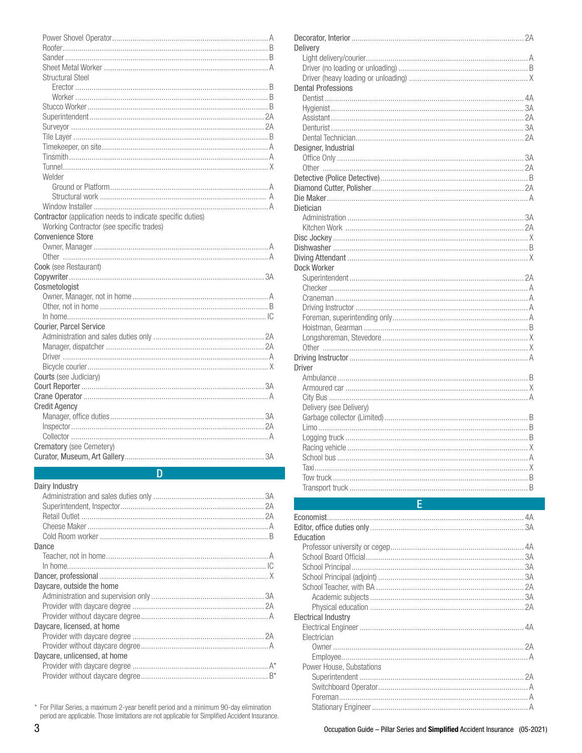- Power Shovel Operator ... A
- Roofer ... B
- Sander ... B
- Sheet Metal Worker ... A
- Structural Steel
  - Erector ... B
  - Worker ... B
- Stucco Worker ... B
- Superintendent ... 2A
- Surveyor ... 2A
- Tile Layer ... B
- Timekeeper, on site ... A
- Tinsmith ... A
- Tunnel ... X
- Welder
  - Ground or Platform ... A
  - Structural work ... A
- Window Installer ... A

**Contractor** (application needs to indicate specific duties)
- Working Contractor (see specific trades)

**Convenience Store**
- Owner, Manager ... A
- Other ... A

**Cook** (see Restaurant)

**Copywriter** ... 3A

**Cosmetologist**
- Owner, Manager, not in home ... A
- Other, not in home ... B
- In home ... IC

**Courier, Parcel Service**
- Administration and sales duties only ... 2A
- Manager, dispatcher ... 2A
- Driver ... A
- Bicycle courier ... X

**Courts** (see Judiciary)

**Court Reporter** ... 3A

**Crane Operator** ... A

**Credit Agency**
- Manager, office duties ... 3A
- Inspector ... 2A
- Collector ... A

**Crematory** (see Cemetery)

**Curator, Museum, Art Gallery** ... 3A

## D

**Dairy Industry**
- Administration and sales duties only ... 3A
- Superintendent, Inspector ... 2A
- Retail Outlet ... 2A
- Cheese Maker ... A
- Cold Room worker ... B

**Dance**
- Teacher, not in home ... A
- In home ... IC

**Dancer, professional** ... X

**Daycare, outside the home**
- Administration and supervision only ... 3A
- Provider with daycare degree ... 2A
- Provider without daycare degree ... A

**Daycare, licensed, at home**
- Provider with daycare degree ... 2A
- Provider without daycare degree ... A

**Daycare, unlicensed, at home**
- Provider with daycare degree ... A*
- Provider without daycare degree ... B*

\* For Pillar Series, a maximum 2-year benefit period and a minimum 90-day elimination period are applicable. Those limitations are not applicable for Simplified Accident Insurance.

**Decorator, Interior** ... 2A

**Delivery**
- Light delivery/courier ... A
- Driver (no loading or unloading) ... B
- Driver (heavy loading or unloading) ... X

**Dental Professions**
- Dentist ... 4A
- Hygienist ... 3A
- Assistant ... 2A
- Denturist ... 3A
- Dental Technician ... 2A

**Designer, Industrial**
- Office Only ... 3A
- Other ... 2A

**Detective (Police Detective)** ... B

**Diamond Cutter, Polisher** ... 2A

**Die Maker** ... A

**Dietician**
- Administration ... 3A
- Kitchen Work ... 2A

**Disc Jockey** ... X

**Dishwasher** ... B

**Diving Attendant** ... X

**Dock Worker**
- Superintendent ... 2A
- Checker ... A
- Craneman ... A
- Driving Instructor ... A
- Foreman, superintending only ... A
- Hoistman, Gearman ... B
- Longshoreman, Stevedore ... X
- Other ... X

**Driving Instructor** ... A

**Driver**
- Ambulance ... B
- Armoured car ... X
- City Bus ... A
- Delivery (see Delivery)
- Garbage collector (Limited) ... B
- Limo ... B
- Logging truck ... B
- Racing vehicle ... X
- School bus ... A
- Taxi ... X
- Tow truck ... B
- Transport truck ... B

## E

**Economist** ... 4A

**Editor, office duties only** ... 3A

**Education**
- Professor university or cegep ... 4A
- School Board Official ... 3A
- School Principal ... 3A
- School Principal (adjoint) ... 3A
- School Teacher, with BA ... 2A
  - Academic subjects ... 3A
  - Physical education ... 2A

**Electrical Industry**
- Electrical Engineer ... 4A
- Electrician
  - Owner ... 2A
  - Employee ... A
- Power House, Substations
  - Superintendent ... 2A
  - Switchboard Operator ... A
  - Foreman ... A
  - Stationary Engineer ... A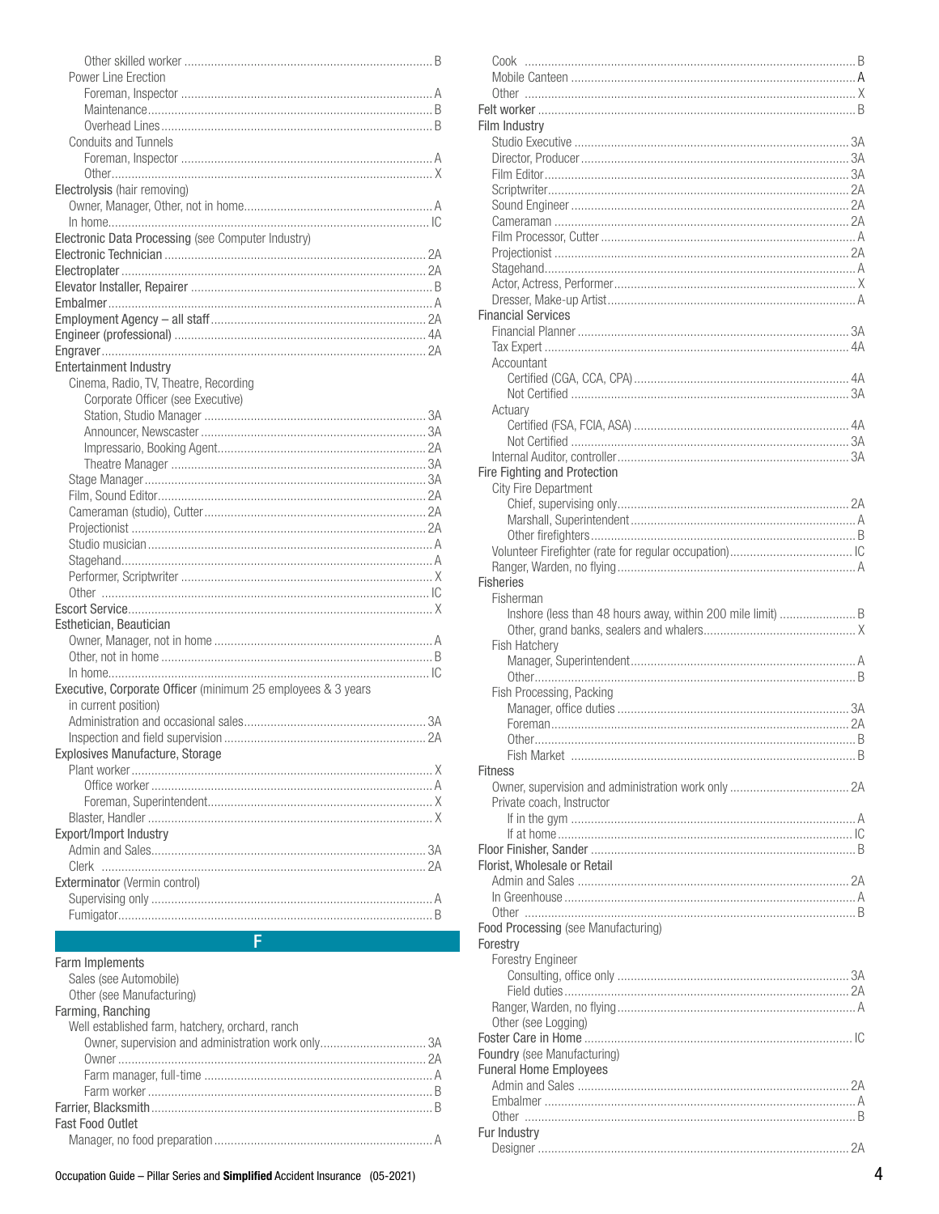Other skilled worker ........ B

Power Line Erection
- Foreman, Inspector ........ A
- Maintenance ........ B
- Overhead Lines ........ B

Conduits and Tunnels
- Foreman, Inspector ........ A
- Other ........ X

**Electrolysis** (hair removing)
- Owner, Manager, Other, not in home ........ A
- In home ........ IC

**Electronic Data Processing** (see Computer Industry)

**Electronic Technician** ........ 2A

**Electroplater** ........ 2A

**Elevator Installer, Repairer** ........ B

**Embalmer** ........ A

**Employment Agency – all staff** ........ 2A

**Engineer (professional)** ........ 4A

**Engraver** ........ 2A

**Entertainment Industry**
- Cinema, Radio, TV, Theatre, Recording
  - Corporate Officer (see Executive)
  - Station, Studio Manager ........ 3A
  - Announcer, Newscaster ........ 3A
  - Impressario, Booking Agent ........ 2A
  - Theatre Manager ........ 3A
- Stage Manager ........ 3A
- Film, Sound Editor ........ 2A
- Cameraman (studio), Cutter ........ 2A
- Projectionist ........ 2A
- Studio musician ........ A
- Stagehand ........ A
- Performer, Scriptwriter ........ X
- Other ........ IC

**Escort Service** ........ X

**Esthetician, Beautician**
- Owner, Manager, not in home ........ A
- Other, not in home ........ B
- In home ........ IC

**Executive, Corporate Officer** (minimum 25 employees & 3 years in current position)
- Administration and occasional sales ........ 3A
- Inspection and field supervision ........ 2A

**Explosives Manufacture, Storage**
- Plant worker ........ X
  - Office worker ........ A
  - Foreman, Superintendent ........ X
- Blaster, Handler ........ X

**Export/Import Industry**
- Admin and Sales ........ 3A
- Clerk ........ 2A

**Exterminator** (Vermin control)
- Supervising only ........ A
- Fumigator ........ B

## F

**Farm Implements**
- Sales (see Automobile)
- Other (see Manufacturing)

**Farming, Ranching**
- Well established farm, hatchery, orchard, ranch
  - Owner, supervision and administration work only ........ 3A
  - Owner ........ 2A
  - Farm manager, full-time ........ A
  - Farm worker ........ B

**Farrier, Blacksmith** ........ B

**Fast Food Outlet**
- Manager, no food preparation ........ A
- Cook ........ B
- Mobile Canteen ........ A
- Other ........ X

**Felt worker** ........ B

**Film Industry**
- Studio Executive ........ 3A
- Director, Producer ........ 3A
- Film Editor ........ 3A
- Scriptwriter ........ 2A
- Sound Engineer ........ 2A
- Cameraman ........ 2A
- Film Processor, Cutter ........ A
- Projectionist ........ 2A
- Stagehand ........ A
- Actor, Actress, Performer ........ X
- Dresser, Make-up Artist ........ A

**Financial Services**
- Financial Planner ........ 3A
- Tax Expert ........ 4A
- Accountant
  - Certified (CGA, CCA, CPA) ........ 4A
  - Not Certified ........ 3A
- Actuary
  - Certified (FSA, FCIA, ASA) ........ 4A
  - Not Certified ........ 3A
- Internal Auditor, controller ........ 3A

**Fire Fighting and Protection**
- City Fire Department
  - Chief, supervising only ........ 2A
  - Marshall, Superintendent ........ A
  - Other firefighters ........ B
- Volunteer Firefighter (rate for regular occupation) ........ IC
- Ranger, Warden, no flying ........ A

**Fisheries**
- Fisherman
  - Inshore (less than 48 hours away, within 200 mile limit) ........ B
  - Other, grand banks, sealers and whalers ........ X
- Fish Hatchery
  - Manager, Superintendent ........ A
  - Other ........ B
- Fish Processing, Packing
  - Manager, office duties ........ 3A
  - Foreman ........ 2A
  - Other ........ B
  - Fish Market ........ B

**Fitness**
- Owner, supervision and administration work only ........ 2A
- Private coach, Instructor
  - If in the gym ........ A
  - If at home ........ IC

**Floor Finisher, Sander** ........ B

**Florist, Wholesale or Retail**
- Admin and Sales ........ 2A
- In Greenhouse ........ A
- Other ........ B

**Food Processing** (see Manufacturing)

**Forestry**
- Forestry Engineer
  - Consulting, office only ........ 3A
  - Field duties ........ 2A
- Ranger, Warden, no flying ........ A
- Other (see Logging)

**Foster Care in Home** ........ IC

**Foundry** (see Manufacturing)

**Funeral Home Employees**
- Admin and Sales ........ 2A
- Embalmer ........ A
- Other ........ B

**Fur Industry**
- Designer ........ 2A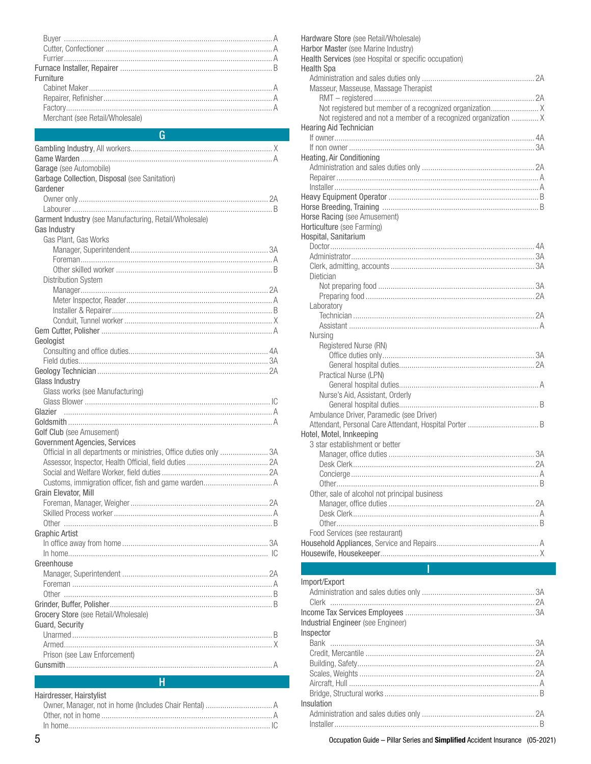- Buyer ... A
- Cutter, Confectioner ... A
- Furrier ... A

**Furnace Installer, Repairer** ... B

**Furniture**
- Cabinet Maker ... A
- Repairer, Refinisher ... A
- Factory ... A
- Merchant (see Retail/Wholesale)

## G

**Gambling Industry**, All workers ... X

**Game Warden** ... A

**Garage** (see Automobile)

**Garbage Collection, Disposal** (see Sanitation)

**Gardener**
- Owner only ... 2A
- Labourer ... B

**Garment Industry** (see Manufacturing, Retail/Wholesale)

**Gas Industry**
- Gas Plant, Gas Works
  - Manager, Superintendent ... 3A
  - Foreman ... A
  - Other skilled worker ... B
- Distribution System
  - Manager ... 2A
  - Meter Inspector, Reader ... A
  - Installer & Repairer ... B
  - Conduit, Tunnel worker ... X

**Gem Cutter, Polisher** ... A

**Geologist**
- Consulting and office duties ... 4A
- Field duties ... 3A

**Geology Technician** ... 2A

**Glass Industry**
- Glass works (see Manufacturing)
- Glass Blower ... IC

**Glazier** ... A

**Goldsmith** ... A

**Golf Club** (see Amusement)

**Government Agencies, Services**
- Official in all departments or ministries, Office duties only ... 3A
- Assessor, Inspector, Health Official, field duties ... 2A
- Social and Welfare Worker, field duties ... 2A
- Customs, immigration officer, fish and game warden ... A

**Grain Elevator, Mill**
- Foreman, Manager, Weigher ... 2A
- Skilled Process worker ... A
- Other ... B

**Graphic Artist**
- In office away from home ... 3A
- In home ... IC

**Greenhouse**
- Manager, Superintendent ... 2A
- Foreman ... A
- Other ... B

**Grinder, Buffer, Polisher** ... B

**Grocery Store** (see Retail/Wholesale)

**Guard, Security**
- Unarmed ... B
- Armed ... X
- Prison (see Law Enforcement)

**Gunsmith** ... A

## H

**Hairdresser, Hairstylist**
- Owner, Manager, not in home (Includes Chair Rental) ... A
- Other, not in home ... A
- In home ... IC

**Hardware Store** (see Retail/Wholesale)

**Harbor Master** (see Marine Industry)

**Health Services** (see Hospital or specific occupation)

**Health Spa**
- Administration and sales duties only ... 2A
- Masseur, Masseuse, Massage Therapist
  - RMT – registered ... 2A
  - Not registered but member of a recognized organization ... X
  - Not registered and not a member of a recognized organization ... X

**Hearing Aid Technician**
- If owner ... 4A
- If non owner ... 3A

**Heating, Air Conditioning**
- Administration and sales duties only ... 2A
- Repairer ... A
- Installer ... A

**Heavy Equipment Operator** ... B

**Horse Breeding, Training** ... B

**Horse Racing** (see Amusement)

**Horticulture** (see Farming)

**Hospital, Sanitarium**
- Doctor ... 4A
- Administrator ... 3A
- Clerk, admitting, accounts ... 3A
- Dietician
  - Not preparing food ... 3A
  - Preparing food ... 2A
- Laboratory
  - Technician ... 2A
  - Assistant ... A
- Nursing
  - Registered Nurse (RN)
    - Office duties only ... 3A
    - General hospital duties ... 2A
  - Practical Nurse (LPN)
    - General hospital duties ... A
  - Nurse's Aid, Assistant, Orderly
    - General hospital duties ... B
- Ambulance Driver, Paramedic (see Driver)
- Attendant, Personal Care Attendant, Hospital Porter ... B

**Hotel, Motel, Innkeeping**
- 3 star establishment or better
  - Manager, office duties ... 3A
  - Desk Clerk ... 2A
  - Concierge ... A
  - Other ... B
- Other, sale of alcohol not principal business
  - Manager, office duties ... 2A
  - Desk Clerk ... A
  - Other ... B
- Food Services (see restaurant)

**Household Appliances**, Service and Repairs ... A

**Housewife, Housekeeper** ... X

## I

**Import/Export**
- Administration and sales duties only ... 3A
- Clerk ... 2A

**Income Tax Services Employees** ... 3A

**Industrial Engineer** (see Engineer)

**Inspector**
- Bank ... 3A
- Credit, Mercantile ... 2A
- Building, Safety ... 2A
- Scales, Weights ... 2A
- Aircraft, Hull ... A
- Bridge, Structural works ... B

**Insulation**
- Administration and sales duties only ... 2A
- Installer ... B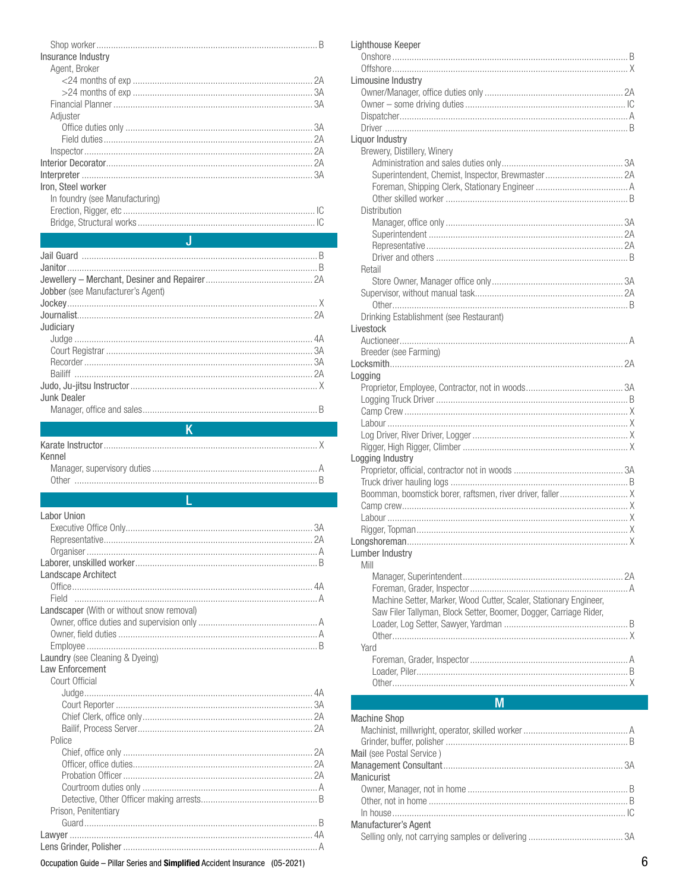Shop worker ..... B

Insurance Industry
- Agent, Broker
  - <24 months of exp ..... 2A
  - >24 months of exp ..... 3A
- Financial Planner ..... 3A
- Adjuster
  - Office duties only ..... 3A
  - Field duties ..... 2A
- Inspector ..... 2A

Interior Decorator ..... 2A

Interpreter ..... 3A

Iron, Steel worker
- In foundry (see Manufacturing)
- Erection, Rigger, etc ..... IC
- Bridge, Structural works ..... IC

## J

Jail Guard ..... B

Janitor ..... B

Jewellery – Merchant, Desiner and Repairer ..... 2A

Jobber (see Manufacturer's Agent)

Jockey ..... X

Journalist ..... 2A

Judiciary
- Judge ..... 4A
- Court Registrar ..... 3A
- Recorder ..... 3A
- Bailiff ..... 2A

Judo, Ju-jitsu Instructor ..... X

Junk Dealer
- Manager, office and sales ..... B

## K

Karate Instructor ..... X

Kennel
- Manager, supervisory duties ..... A
- Other ..... B

## L

Labor Union
- Executive Office Only ..... 3A
- Representative ..... 2A
- Organiser ..... A

Laborer, unskilled worker ..... B

Landscape Architect
- Office ..... 4A
- Field ..... A

Landscaper (With or without snow removal)
- Owner, office duties and supervision only ..... A
- Owner, field duties ..... A
- Employee ..... B

Laundry (see Cleaning & Dyeing)

Law Enforcement
- Court Official
  - Judge ..... 4A
  - Court Reporter ..... 3A
  - Chief Clerk, office only ..... 2A
  - Bailif, Process Server ..... 2A
- Police
  - Chief, office only ..... 2A
  - Officer, office duties ..... 2A
  - Probation Officer ..... 2A
  - Courtroom duties only ..... A
  - Detective, Other Officer making arrests ..... B
- Prison, Penitentiary
  - Guard ..... B

Lawyer ..... 4A

Lens Grinder, Polisher ..... A

Lighthouse Keeper
- Onshore ..... B
- Offshore ..... X

Limousine Industry
- Owner/Manager, office duties only ..... 2A
- Owner – some driving duties ..... IC
- Dispatcher ..... A
- Driver ..... B

Liquor Industry
- Brewery, Distillery, Winery
  - Administration and sales duties only ..... 3A
  - Superintendent, Chemist, Inspector, Brewmaster ..... 2A
  - Foreman, Shipping Clerk, Stationary Engineer ..... A
  - Other skilled worker ..... B
- Distribution
  - Manager, office only ..... 3A
  - Superintendent ..... 2A
  - Representative ..... 2A
  - Driver and others ..... B
- Retail
  - Store Owner, Manager office only ..... 3A
- Supervisor, without manual task ..... 2A
  - Other ..... B
- Drinking Establishment (see Restaurant)

Livestock
- Auctioneer ..... A
- Breeder (see Farming)

Locksmith ..... 2A

Logging
- Proprietor, Employee, Contractor, not in woods ..... 3A
- Logging Truck Driver ..... B
- Camp Crew ..... X
- Labour ..... X
- Log Driver, River Driver, Logger ..... X
- Rigger, High Rigger, Climber ..... X

Logging Industry
- Proprietor, official, contractor not in woods ..... 3A
- Truck driver hauling logs ..... B
- Boomman, boomstick borer, raftsmen, river driver, faller ..... X
- Camp crew ..... X
- Labour ..... X
- Rigger, Topman ..... X

Longshoreman ..... X

Lumber Industry
- Mill
  - Manager, Superintendent ..... 2A
  - Foreman, Grader, Inspector ..... A
  - Machine Setter, Marker, Wood Cutter, Scaler, Stationary Engineer, Saw Filer Tallyman, Block Setter, Boomer, Dogger, Carriage Rider, Loader, Log Setter, Sawyer, Yardman ..... B
  - Other ..... X
- Yard
  - Foreman, Grader, Inspector ..... A
  - Loader, Piler ..... B
  - Other ..... X

## M

Machine Shop
- Machinist, millwright, operator, skilled worker ..... A
- Grinder, buffer, polisher ..... B

Mail (see Postal Service )

Management Consultant ..... 3A

Manicurist
- Owner, Manager, not in home ..... B
- Other, not in home ..... B
- In house ..... IC

Manufacturer's Agent
- Selling only, not carrying samples or delivering ..... 3A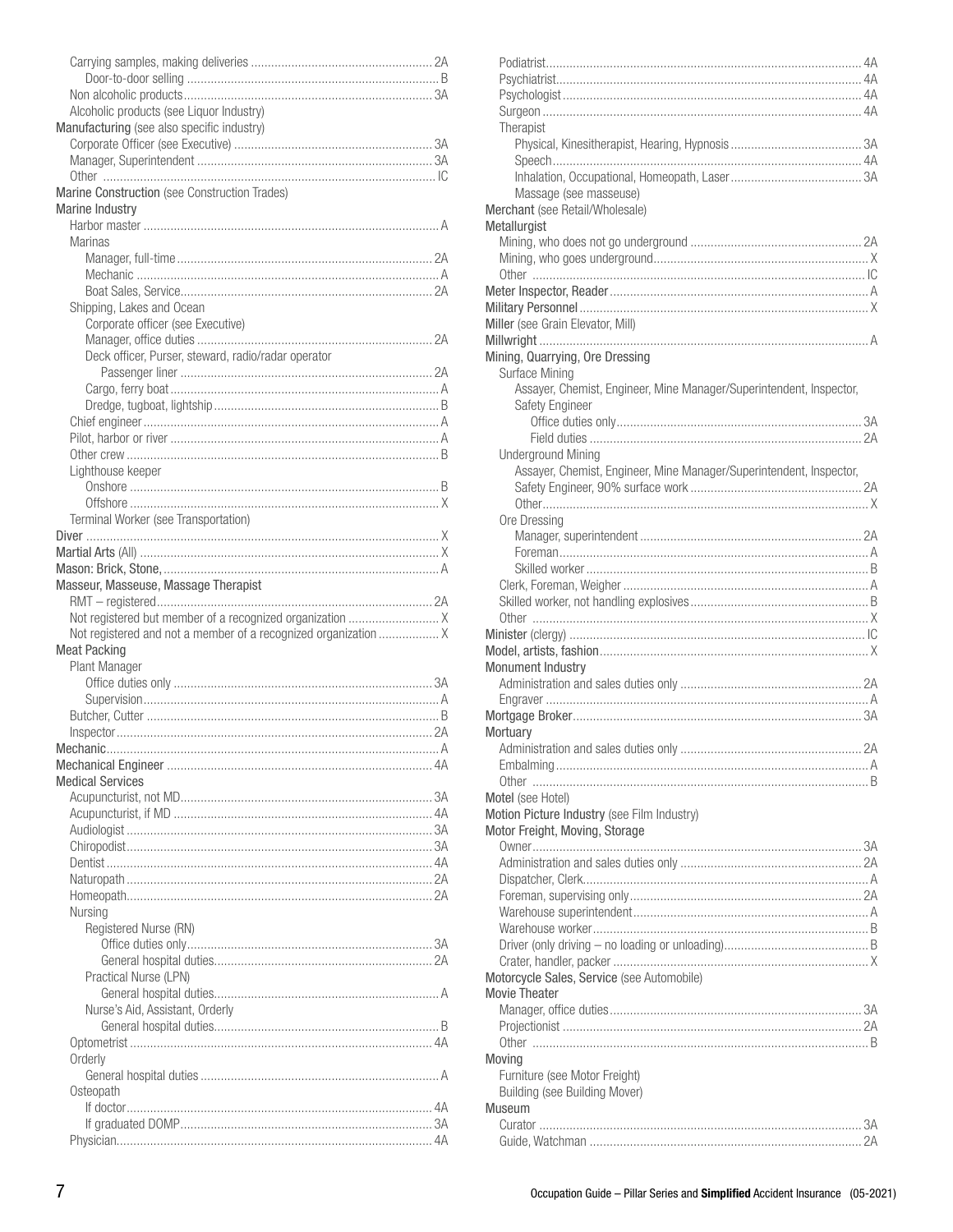Carrying samples, making deliveries ...................................................... 2A
    Door-to-door selling .......................................................................... B
Non alcoholic products.......................................................................... 3A
Alcoholic products (see Liquor Industry)

**Manufacturing** (see also specific industry)
Corporate Officer (see Executive) ........................................................... 3A
Manager, Superintendent ..................................................................... 3A
Other ................................................................................................... IC

**Marine Construction** (see Construction Trades)

**Marine Industry**
Harbor master ....................................................................................... A
Marinas
    Manager, full-time............................................................................ 2A
    Mechanic .......................................................................................... A
    Boat Sales, Service........................................................................... 2A
Shipping, Lakes and Ocean
    Corporate officer (see Executive)
    Manager, office duties ...................................................................... 2A
    Deck officer, Purser, steward, radio/radar operator
        Passenger liner ........................................................................... 2A
    Cargo, ferry boat ............................................................................... A
    Dredge, tugboat, lightship .................................................................. B
Chief engineer........................................................................................ A
Pilot, harbor or river ............................................................................... A
Other crew ............................................................................................. B
Lighthouse keeper
    Onshore ............................................................................................ B
    Offshore ............................................................................................ X
Terminal Worker (see Transportation)

**Diver** ...................................................................................................... X

**Martial Arts** (All) ....................................................................................... X

**Mason: Brick, Stone,**................................................................................ A

**Masseur, Masseuse, Massage Therapist**
RMT – registered.................................................................................. 2A
Not registered but member of a recognized organization .......................... X
Not registered and not a member of a recognized organization ................. X

**Meat Packing**
Plant Manager
    Office duties only ............................................................................. 3A
    Supervision....................................................................................... A
Butcher, Cutter ...................................................................................... B
Inspector.............................................................................................. 2A

**Mechanic**................................................................................................. A

**Mechanical Engineer** .............................................................................. 4A

**Medical Services**
Acupuncturist, not MD........................................................................... 3A
Acupuncturist, if MD ............................................................................. 4A
Audiologist ........................................................................................... 3A
Chiropodist........................................................................................... 3A
Dentist ................................................................................................. 4A
Naturopath ........................................................................................... 2A
Homeopath........................................................................................... 2A
Nursing
    Registered Nurse (RN)
        Office duties only......................................................................... 3A
        General hospital duties................................................................. 2A
    Practical Nurse (LPN)
        General hospital duties.................................................................. A
    Nurse's Aid, Assistant, Orderly
        General hospital duties.................................................................. B
Optometrist .......................................................................................... 4A
Orderly
    General hospital duties ....................................................................... A
Osteopath
    If doctor........................................................................................... 4A
    If graduated DOMP........................................................................... 3A
Physician.............................................................................................. 4A
Podiatrist.............................................................................................. 4A
Psychiatrist........................................................................................... 4A
Psychologist ......................................................................................... 4A
Surgeon ............................................................................................... 4A
Therapist
    Physical, Kinesitherapist, Hearing, Hypnosis ....................................... 3A
    Speech............................................................................................ 4A
    Inhalation, Occupational, Homeopath, Laser ....................................... 3A
    Massage (see masseuse)

**Merchant** (see Retail/Wholesale)

**Metallurgist**
Mining, who does not go underground .................................................. 2A
Mining, who goes underground............................................................... X
Other .................................................................................................... IC

**Meter Inspector, Reader**............................................................................ A

**Military Personnel** ..................................................................................... X

**Miller** (see Grain Elevator, Mill)

**Millwright** ................................................................................................. A

**Mining, Quarrying, Ore Dressing**
Surface Mining
    Assayer, Chemist, Engineer, Mine Manager/Superintendent, Inspector, Safety Engineer
        Office duties only......................................................................... 3A
        Field duties ................................................................................. 2A
Underground Mining
    Assayer, Chemist, Engineer, Mine Manager/Superintendent, Inspector, Safety Engineer, 90% surface work ................................................... 2A
    Other................................................................................................ X
Ore Dressing
    Manager, superintendent .................................................................. 2A
    Foreman............................................................................................ A
    Skilled worker .................................................................................... B
Clerk, Foreman, Weigher ........................................................................ A
Skilled worker, not handling explosives .................................................... B
Other .................................................................................................... X

**Minister** (clergy) ....................................................................................... IC

**Model, artists, fashion**............................................................................... X

**Monument Industry**
Administration and sales duties only ..................................................... 2A
Engraver ............................................................................................... A

**Mortgage Broker**...................................................................................... 3A

**Mortuary**
Administration and sales duties only ..................................................... 2A
Embalming............................................................................................. A
Other .................................................................................................... B

**Motel** (see Hotel)

**Motion Picture Industry** (see Film Industry)

**Motor Freight, Moving, Storage**
Owner................................................................................................... 3A
Administration and sales duties only ..................................................... 2A
Dispatcher, Clerk.................................................................................... A
Foreman, supervising only .................................................................... 2A
Warehouse superintendent..................................................................... A
Warehouse worker.................................................................................. B
Driver (only driving – no loading or unloading)........................................... B
Crater, handler, packer ........................................................................... X

**Motorcycle Sales, Service** (see Automobile)

**Movie Theater**
Manager, office duties........................................................................... 3A
Projectionist ......................................................................................... 2A
Other .................................................................................................... B

**Moving**
Furniture (see Motor Freight)
Building (see Building Mover)

**Museum**
Curator ................................................................................................ 3A
Guide, Watchman ................................................................................. 2A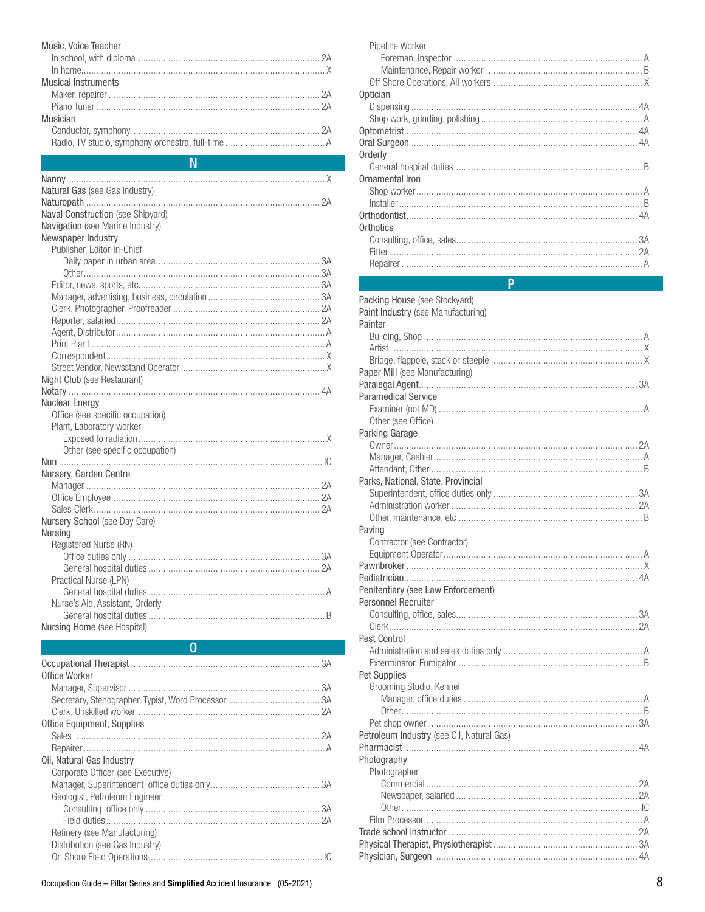Music, Voice Teacher
- In school, with diploma .......... 2A
- In home .......... X

Musical Instruments
- Maker, repairer .......... 2A
- Piano Tuner .......... 2A

Musician
- Conductor, symphony .......... 2A
- Radio, TV studio, symphony orchestra, full-time .......... A

## N

Nanny .......... X

Natural Gas (see Gas Industry)

Naturopath .......... 2A

Naval Construction (see Shipyard)

Navigation (see Marine Industry)

Newspaper Industry
- Publisher, Editor-in-Chief
  - Daily paper in urban area .......... 3A
  - Other .......... 3A
- Editor, news, sports, etc .......... 3A
- Manager, advertising, business, circulation .......... 3A
- Clerk, Photographer, Proofreader .......... 2A
- Reporter, salaried .......... 2A
- Agent, Distributor .......... A
- Print Plant .......... A
- Correspondent .......... X
- Street Vendor, Newsstand Operator .......... X

Night Club (see Restaurant)

Notary .......... 4A

Nuclear Energy
- Office (see specific occupation)
- Plant, Laboratory worker
  - Exposed to radiation .......... X
  - Other (see specific occupation)

Nun .......... IC

Nursery, Garden Centre
- Manager .......... 2A
- Office Employee .......... 2A
- Sales Clerk .......... 2A

Nursery School (see Day Care)

Nursing
- Registered Nurse (RN)
  - Office duties only .......... 3A
  - General hospital duties .......... 2A
- Practical Nurse (LPN)
  - General hospital duties .......... A
- Nurse's Aid, Assistant, Orderly
  - General hospital duties .......... B

Nursing Home (see Hospital)

## O

Occupational Therapist .......... 3A

Office Worker
- Manager, Supervisor .......... 3A
- Secretary, Stenographer, Typist, Word Processor .......... 3A
- Clerk, Unskilled worker .......... 2A

Office Equipment, Supplies
- Sales .......... 2A
- Repairer .......... A

Oil, Natural Gas Industry
- Corporate Officer (see Executive)
- Manager, Superintendent, office duties only .......... 3A
- Geologist, Petroleum Engineer
  - Consulting, office only .......... 3A
  - Field duties .......... 2A
- Refinery (see Manufacturing)
- Distribution (see Gas Industry)
- On Shore Field Operations .......... IC
- Pipeline Worker
  - Foreman, Inspector .......... A
  - Maintenance, Repair worker .......... B
- Off Shore Operations, All workers .......... X

Optician
- Dispensing .......... 4A
- Shop work, grinding, polishing .......... A

Optometrist .......... 4A

Oral Surgeon .......... 4A

Orderly
- General hospital duties .......... B

Ornamental Iron
- Shop worker .......... A
- Installer .......... B

Orthodontist .......... 4A

Orthotics
- Consulting, office, sales .......... 3A
- Fitter .......... 2A
- Repairer .......... A

## P

Packing House (see Stockyard)

Paint Industry (see Manufacturing)

Painter
- Building, Shop .......... A
- Artist .......... X
- Bridge, flagpole, stack or steeple .......... X

Paper Mill (see Manufacturing)

Paralegal Agent .......... 3A

Paramedical Service
- Examiner (not MD) .......... A
- Other (see Office)

Parking Garage
- Owner .......... 2A
- Manager, Cashier .......... A
- Attendant, Other .......... B

Parks, National, State, Provincial
- Superintendent, office duties only .......... 3A
- Administration worker .......... 2A
- Other, maintenance, etc .......... B

Paving
- Contractor (see Contractor)
- Equipment Operator .......... A

Pawnbroker .......... X

Pediatrician .......... 4A

Penitentiary (see Law Enforcement)

Personnel Recruiter
- Consulting, office, sales .......... 3A
- Clerk .......... 2A

Pest Control
- Administration and sales duties only .......... A
- Exterminator, Fumigator .......... B

Pet Supplies
- Grooming Studio, Kennel
  - Manager, office duties .......... A
  - Other .......... B
- Pet shop owner .......... 3A

Petroleum Industry (see Oil, Natural Gas)

Pharmacist .......... 4A

Photography
- Photographer
  - Commercial .......... 2A
  - Newspaper, salaried .......... 2A
  - Other .......... IC
- Film Processor .......... A

Trade school instructor .......... 2A

Physical Therapist, Physiotherapist .......... 3A

Physician, Surgeon .......... 4A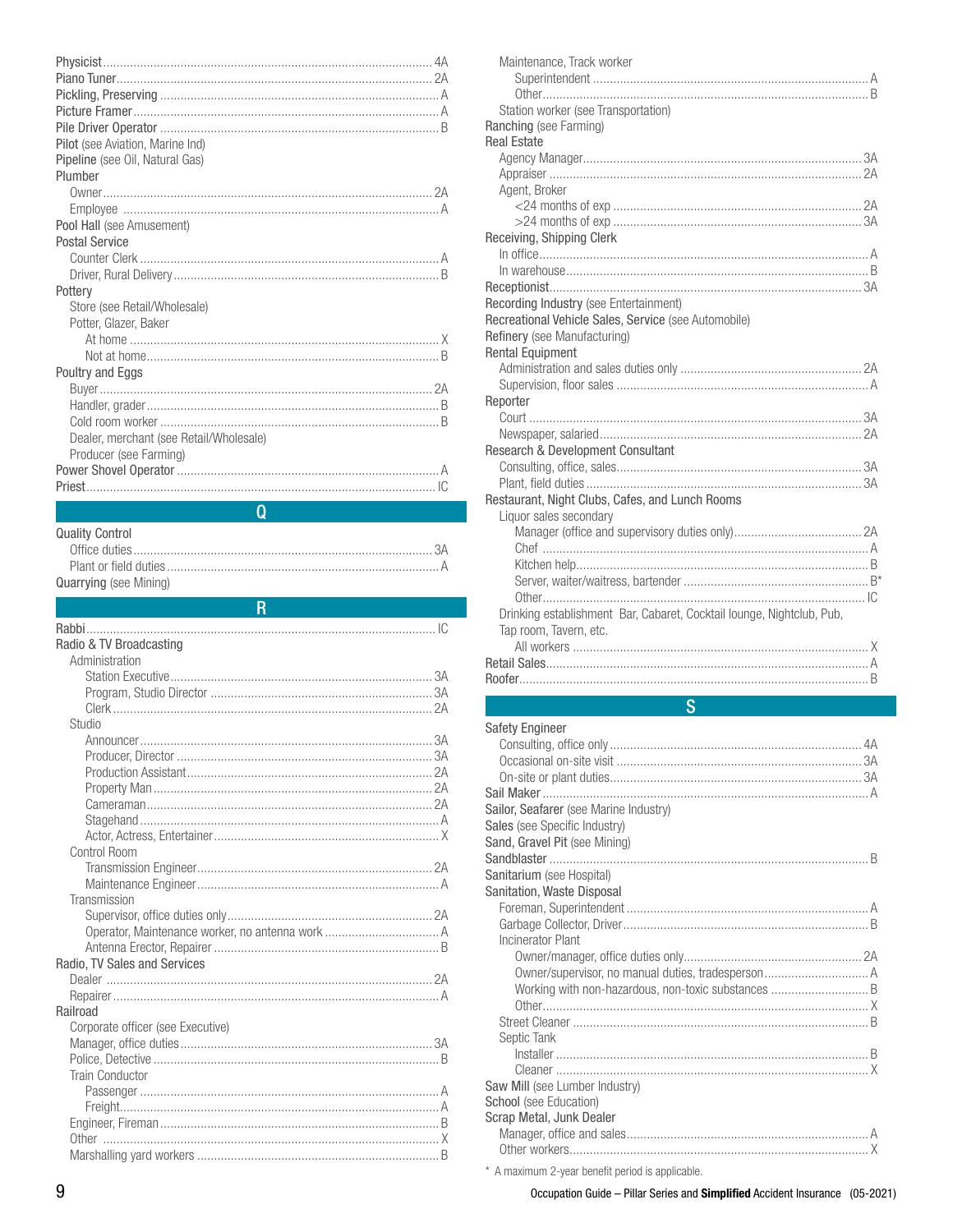Physicist ........ 4A
Piano Tuner ........ 2A
Pickling, Preserving ........ A
Picture Framer ........ A
Pile Driver Operator ........ B
**Pilot** (see Aviation, Marine Ind)
**Pipeline** (see Oil, Natural Gas)
**Plumber**
- Owner ........ 2A
- Employee ........ A

**Pool Hall** (see Amusement)
**Postal Service**
- Counter Clerk ........ A
- Driver, Rural Delivery ........ B

**Pottery**
- Store (see Retail/Wholesale)
- Potter, Glazer, Baker
  - At home ........ X
  - Not at home ........ B

**Poultry and Eggs**
- Buyer ........ 2A
- Handler, grader ........ B
- Cold room worker ........ B
- Dealer, merchant (see Retail/Wholesale)
- Producer (see Farming)

Power Shovel Operator ........ A
Priest ........ IC

## Q

**Quality Control**
- Office duties ........ 3A
- Plant or field duties ........ A

**Quarrying** (see Mining)

## R

Rabbi ........ IC
**Radio & TV Broadcasting**
- Administration
  - Station Executive ........ 3A
  - Program, Studio Director ........ 3A
  - Clerk ........ 2A
- Studio
  - Announcer ........ 3A
  - Producer, Director ........ 3A
  - Production Assistant ........ 2A
  - Property Man ........ 2A
  - Cameraman ........ 2A
  - Stagehand ........ A
  - Actor, Actress, Entertainer ........ X
- Control Room
  - Transmission Engineer ........ 2A
  - Maintenance Engineer ........ A
- Transmission
  - Supervisor, office duties only ........ 2A
  - Operator, Maintenance worker, no antenna work ........ A
  - Antenna Erector, Repairer ........ B

**Radio, TV Sales and Services**
- Dealer ........ 2A
- Repairer ........ A

**Railroad**
- Corporate officer (see Executive)
- Manager, office duties ........ 3A
- Police, Detective ........ B
- Train Conductor
  - Passenger ........ A
  - Freight ........ A
- Engineer, Fireman ........ B
- Other ........ X
- Marshalling yard workers ........ B
- Maintenance, Track worker
  - Superintendent ........ A
  - Other ........ B
- Station worker (see Transportation)

**Ranching** (see Farming)
**Real Estate**
- Agency Manager ........ 3A
- Appraiser ........ 2A
- Agent, Broker
  - <24 months of exp ........ 2A
  - >24 months of exp ........ 3A

**Receiving, Shipping Clerk**
- In office ........ A
- In warehouse ........ B

Receptionist ........ 3A
**Recording Industry** (see Entertainment)
**Recreational Vehicle Sales, Service** (see Automobile)
**Refinery** (see Manufacturing)
**Rental Equipment**
- Administration and sales duties only ........ 2A
- Supervision, floor sales ........ A

**Reporter**
- Court ........ 3A
- Newspaper, salaried ........ 2A

**Research & Development Consultant**
- Consulting, office, sales ........ 3A
- Plant, field duties ........ 3A

**Restaurant, Night Clubs, Cafes, and Lunch Rooms**
- Liquor sales secondary
  - Manager (office and supervisory duties only) ........ 2A
  - Chef ........ A
  - Kitchen help ........ B
  - Server, waiter/waitress, bartender ........ B*
  - Other ........ IC
- Drinking establishment Bar, Cabaret, Cocktail lounge, Nightclub, Pub, Tap room, Tavern, etc.
  - All workers ........ X

Retail Sales ........ A
Roofer ........ B

## S

**Safety Engineer**
- Consulting, office only ........ 4A
- Occasional on-site visit ........ 3A
- On-site or plant duties ........ 3A

Sail Maker ........ A
**Sailor, Seafarer** (see Marine Industry)
**Sales** (see Specific Industry)
**Sand, Gravel Pit** (see Mining)
Sandblaster ........ B
**Sanitarium** (see Hospital)
**Sanitation, Waste Disposal**
- Foreman, Superintendent ........ A
- Garbage Collector, Driver ........ B
- Incinerator Plant
  - Owner/manager, office duties only ........ 2A
  - Owner/supervisor, no manual duties, tradesperson ........ A
  - Working with non-hazardous, non-toxic substances ........ B
  - Other ........ X
- Street Cleaner ........ B
- Septic Tank
  - Installer ........ B
  - Cleaner ........ X

**Saw Mill** (see Lumber Industry)
**School** (see Education)
**Scrap Metal, Junk Dealer**
- Manager, office and sales ........ A
- Other workers ........ X

* A maximum 2-year benefit period is applicable.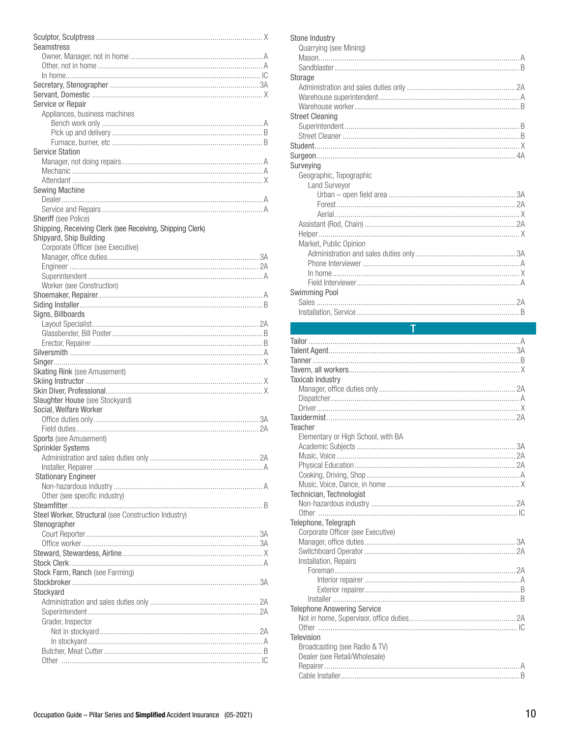Sculptor, Sculptress .................... X
Seamstress
- Owner, Manager, not in home .................... A
- Other, not in home .................... A
- In home .................... IC

Secretary, Stenographer .................... 3A
Servant, Domestic .................... X
Service or Repair
- Appliances, business machines
  - Bench work only .................... A
  - Pick up and delivery .................... B
  - Furnace, burner, etc .................... B

Service Station
- Manager, not doing repairs .................... A
- Mechanic .................... A
- Attendant .................... X

Sewing Machine
- Dealer .................... A
- Service and Repairs .................... A

Sheriff (see Police)
Shipping, Receiving Clerk (see Receiving, Shipping Clerk)
Shipyard, Ship Building
- Corporate Officer (see Executive)
- Manager, office duties .................... 3A
- Engineer .................... 2A
- Superintendent .................... A
- Worker (see Construction)

Shoemaker, Repairer .................... A
Siding Installer .................... B
Signs, Billboards
- Layout Specialist .................... 2A
- Glassbender, Bill Poster .................... B
- Erector, Repairer .................... B

Silversmith .................... A
Singer .................... X
Skating Rink (see Amusement)
Skiing Instructor .................... X
Skin Diver, Professional .................... X
Slaughter House (see Stockyard)
Social, Welfare Worker
- Office duties only .................... 3A
- Field duties .................... 2A

Sports (see Amusement)
Sprinkler Systems
- Administration and sales duties only .................... 2A
- Installer, Repairer .................... A

Stationary Engineer
- Non-hazardous industry .................... A
- Other (see specific industry)

Steamfitter .................... B
Steel Worker, Structural (see Construction Industry)
Stenographer
- Court Reporter .................... 3A
- Office worker .................... 3A

Steward, Stewardess, Airline .................... X
Stock Clerk .................... A
Stock Farm, Ranch (see Farming)
Stockbroker .................... 3A
Stockyard
- Administration and sales duties only .................... 2A
- Superintendent .................... 2A
- Grader, Inspector
  - Not in stockyard .................... 2A
  - In stockyard .................... A
- Butcher, Meat Cutter .................... B
- Other .................... IC

Stone Industry
- Quarrying (see Mining)
- Mason .................... A
- Sandblaster .................... B

Storage
- Administration and sales duties only .................... 2A
- Warehouse superintendent .................... A
- Warehouse worker .................... B

Street Cleaning
- Superintendent .................... B
- Street Cleaner .................... B

Student .................... X
Surgeon .................... 4A
Surveying
- Geographic, Topographic
  - Land Surveyor
    - Urban – open field area .................... 3A
    - Forest .................... 2A
    - Aerial .................... X
- Assistant (Rod, Chain) .................... 2A
- Helper .................... X
- Market, Public Opinion
  - Administration and sales duties only .................... 3A
  - Phone Interviewer .................... A
  - In home .................... X
  - Field Interviewer .................... A

Swimming Pool
- Sales .................... 2A
- Installation, Service .................... B

## T

Tailor .................... A
Talent Agent .................... 3A
Tanner .................... B
Tavern, all workers .................... X
Taxicab Industry
- Manager, office duties only .................... 2A
- Dispatcher .................... A
- Driver .................... X

Taxidermist .................... 2A
Teacher
- Elementary or High School, with BA
- Academic Subjects .................... 3A
- Music, Voice .................... 2A
- Physical Education .................... 2A
- Cooking, Driving, Shop .................... A
- Music, Voice, Dance, in home .................... X

Technician, Technologist
- Non-hazardous industry .................... 2A
- Other .................... IC

Telephone, Telegraph
- Corporate Officer (see Executive)
- Manager, office duties .................... 3A
- Switchboard Operator .................... 2A
- Installation, Repairs
  - Foreman .................... 2A
    - Interior repairer .................... A
    - Exterior repairer .................... B
  - Installer .................... B

Telephone Answering Service
- Not in home, Supervisor, office duties .................... 2A
- Other .................... IC

Television
- Broadcasting (see Radio & TV)
- Dealer (see Retail/Wholesale)
- Repairer .................... A
- Cable Installer .................... B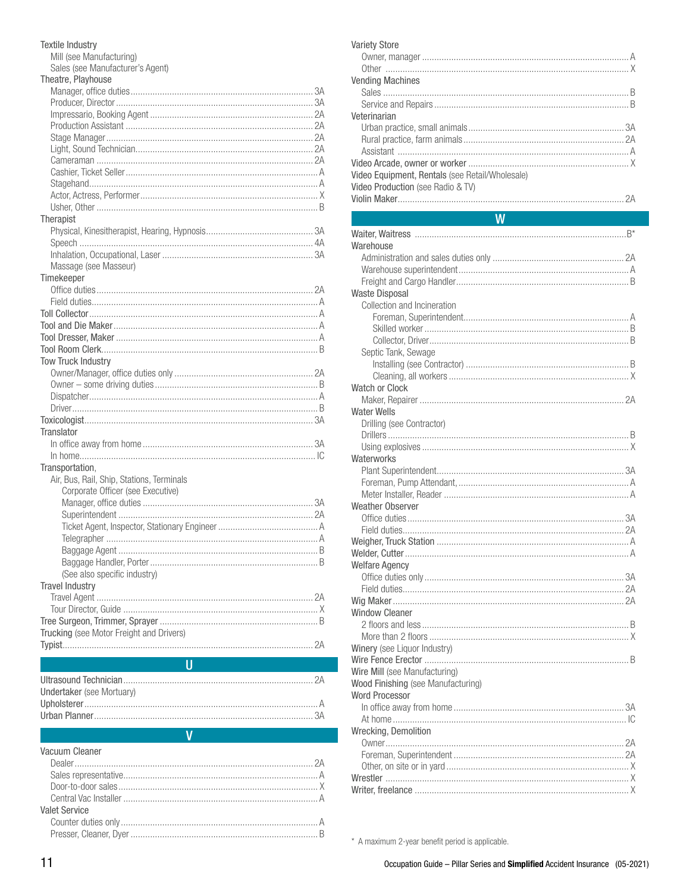Textile Industry
- Mill (see Manufacturing)
- Sales (see Manufacturer's Agent)

Theatre, Playhouse
- Manager, office duties ..... 3A
- Producer, Director ..... 3A
- Impressario, Booking Agent ..... 2A
- Production Assistant ..... 2A
- Stage Manager ..... 2A
- Light, Sound Technician ..... 2A
- Cameraman ..... 2A
- Cashier, Ticket Seller ..... A
- Stagehand ..... A
- Actor, Actress, Performer ..... X
- Usher, Other ..... B

Therapist
- Physical, Kinesitherapist, Hearing, Hypnosis ..... 3A
- Speech ..... 4A
- Inhalation, Occupational, Laser ..... 3A
- Massage (see Masseur)

Timekeeper
- Office duties ..... 2A
- Field duties ..... A

Toll Collector ..... A

Tool and Die Maker ..... A

Tool Dresser, Maker ..... A

Tool Room Clerk ..... B

Tow Truck Industry
- Owner/Manager, office duties only ..... 2A
- Owner – some driving duties ..... B
- Dispatcher ..... A
- Driver ..... B

Toxicologist ..... 3A

Translator
- In office away from home ..... 3A
- In home ..... IC

Transportation,
- Air, Bus, Rail, Ship, Stations, Terminals
  - Corporate Officer (see Executive)
  - Manager, office duties ..... 3A
  - Superintendent ..... 2A
  - Ticket Agent, Inspector, Stationary Engineer ..... A
  - Telegrapher ..... A
  - Baggage Agent ..... B
  - Baggage Handler, Porter ..... B
  - (See also specific industry)

Travel Industry
- Travel Agent ..... 2A
- Tour Director, Guide ..... X

Tree Surgeon, Trimmer, Sprayer ..... B

Trucking (see Motor Freight and Drivers)

Typist ..... 2A

## U

Ultrasound Technician ..... 2A

Undertaker (see Mortuary)

Upholsterer ..... A

Urban Planner ..... 3A

## V

Vacuum Cleaner
- Dealer ..... 2A
- Sales representative ..... A
- Door-to-door sales ..... X
- Central Vac Installer ..... A

Valet Service
- Counter duties only ..... A
- Presser, Cleaner, Dyer ..... B

Variety Store
- Owner, manager ..... A
- Other ..... X

Vending Machines
- Sales ..... B
- Service and Repairs ..... B

Veterinarian
- Urban practice, small animals ..... 3A
- Rural practice, farm animals ..... 2A
- Assistant ..... A

Video Arcade, owner or worker ..... X

Video Equipment, Rentals (see Retail/Wholesale)

Video Production (see Radio & TV)

Violin Maker ..... 2A

## W

Waiter, Waitress ..... B*

Warehouse
- Administration and sales duties only ..... 2A
- Warehouse superintendent ..... A
- Freight and Cargo Handler ..... B

Waste Disposal
- Collection and Incineration
  - Foreman, Superintendent ..... A
  - Skilled worker ..... B
  - Collector, Driver ..... B
- Septic Tank, Sewage
  - Installing (see Contractor) ..... B
  - Cleaning, all workers ..... X

Watch or Clock
- Maker, Repairer ..... 2A

Water Wells
- Drilling (see Contractor)
- Drillers ..... B
- Using explosives ..... X

Waterworks
- Plant Superintendent ..... 3A
- Foreman, Pump Attendant, ..... A
- Meter Installer, Reader ..... A

Weather Observer
- Office duties ..... 3A
- Field duties ..... 2A

Weigher, Truck Station ..... A

Welder, Cutter ..... A

Welfare Agency
- Office duties only ..... 3A
- Field duties ..... 2A

Wig Maker ..... 2A

Window Cleaner
- 2 floors and less ..... B
- More than 2 floors ..... X

Winery (see Liquor Industry)

Wire Fence Erector ..... B

Wire Mill (see Manufacturing)

Wood Finishing (see Manufacturing)

Word Processor
- In office away from home ..... 3A
- At home ..... IC

Wrecking, Demolition
- Owner ..... 2A
- Foreman, Superintendent ..... 2A
- Other, on site or in yard ..... X

Wrestler ..... X

Writer, freelance ..... X

* A maximum 2-year benefit period is applicable.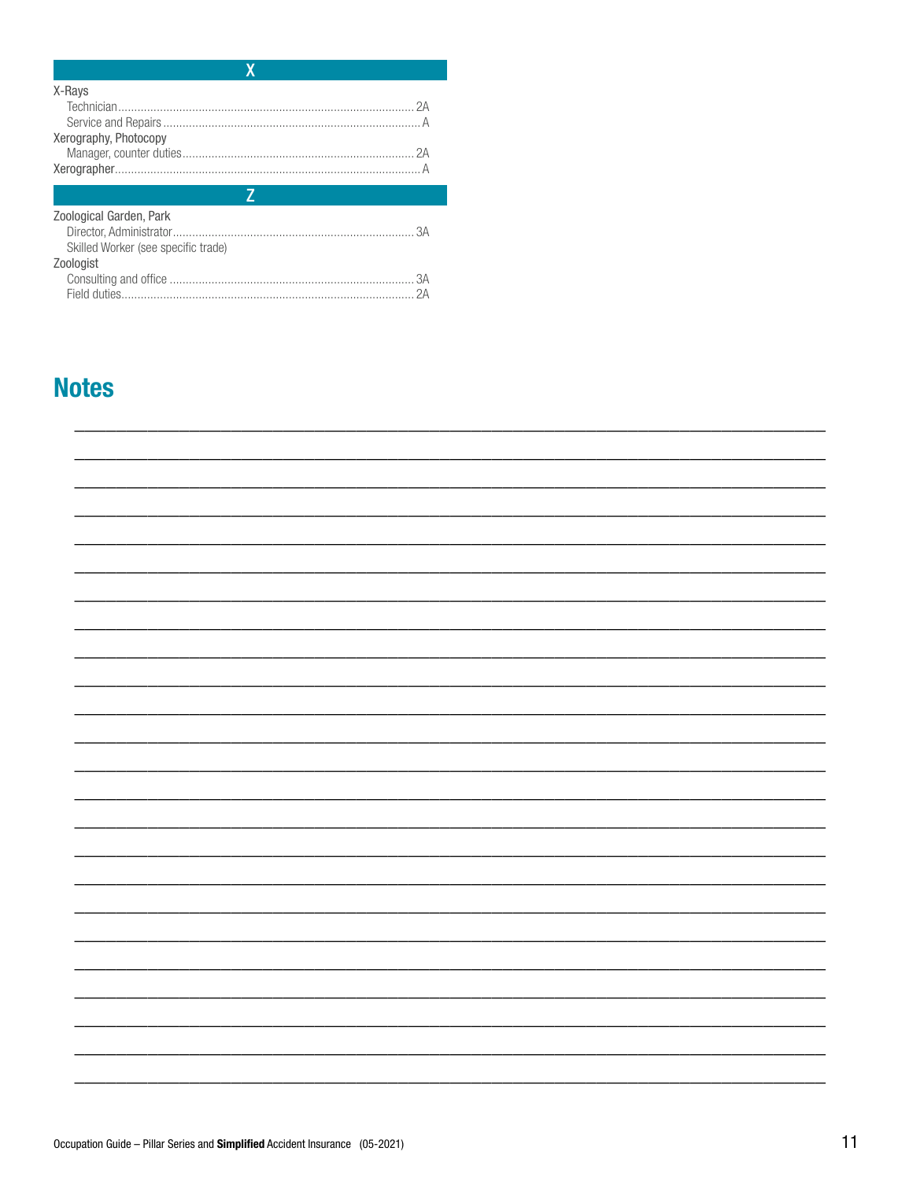## X

X-Rays
- Technician ........ 2A
- Service and Repairs ........ A

Xerography, Photocopy
- Manager, counter duties ........ 2A

Xerographer ........ A

## Z

Zoological Garden, Park
- Director, Administrator ........ 3A
- Skilled Worker (see specific trade)

Zoologist
- Consulting and office ........ 3A
- Field duties ........ 2A

# Notes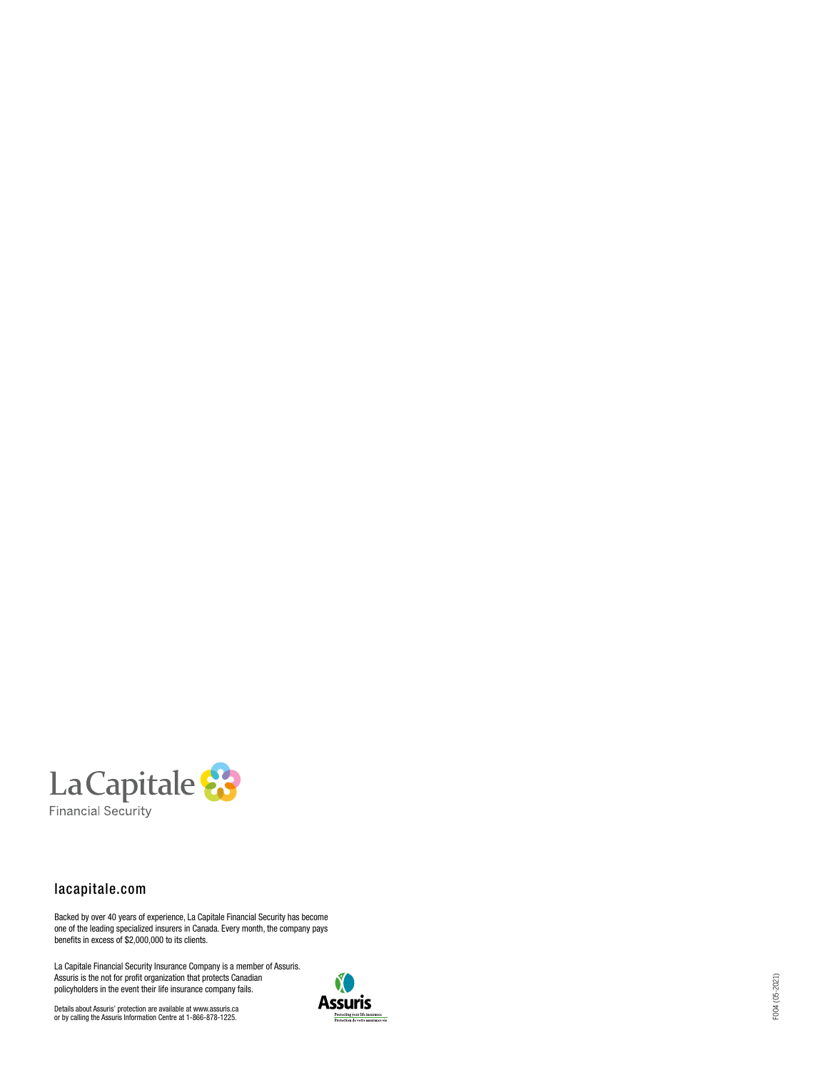La Capitale

Financial Security

lacapitale.com

Backed by over 40 years of experience, La Capitale Financial Security has become one of the leading specialized insurers in Canada. Every month, the company pays benefits in excess of $2,000,000 to its clients.

La Capitale Financial Security Insurance Company is a member of Assuris. Assuris is the not for profit organization that protects Canadian policyholders in the event their life insurance company fails.

Details about Assuris' protection are available at www.assuris.ca or by calling the Assuris Information Centre at 1-866-878-1225.

Assuris

Protecting your life insurance

Protection de votre assurance vie

F004 (05-2021)